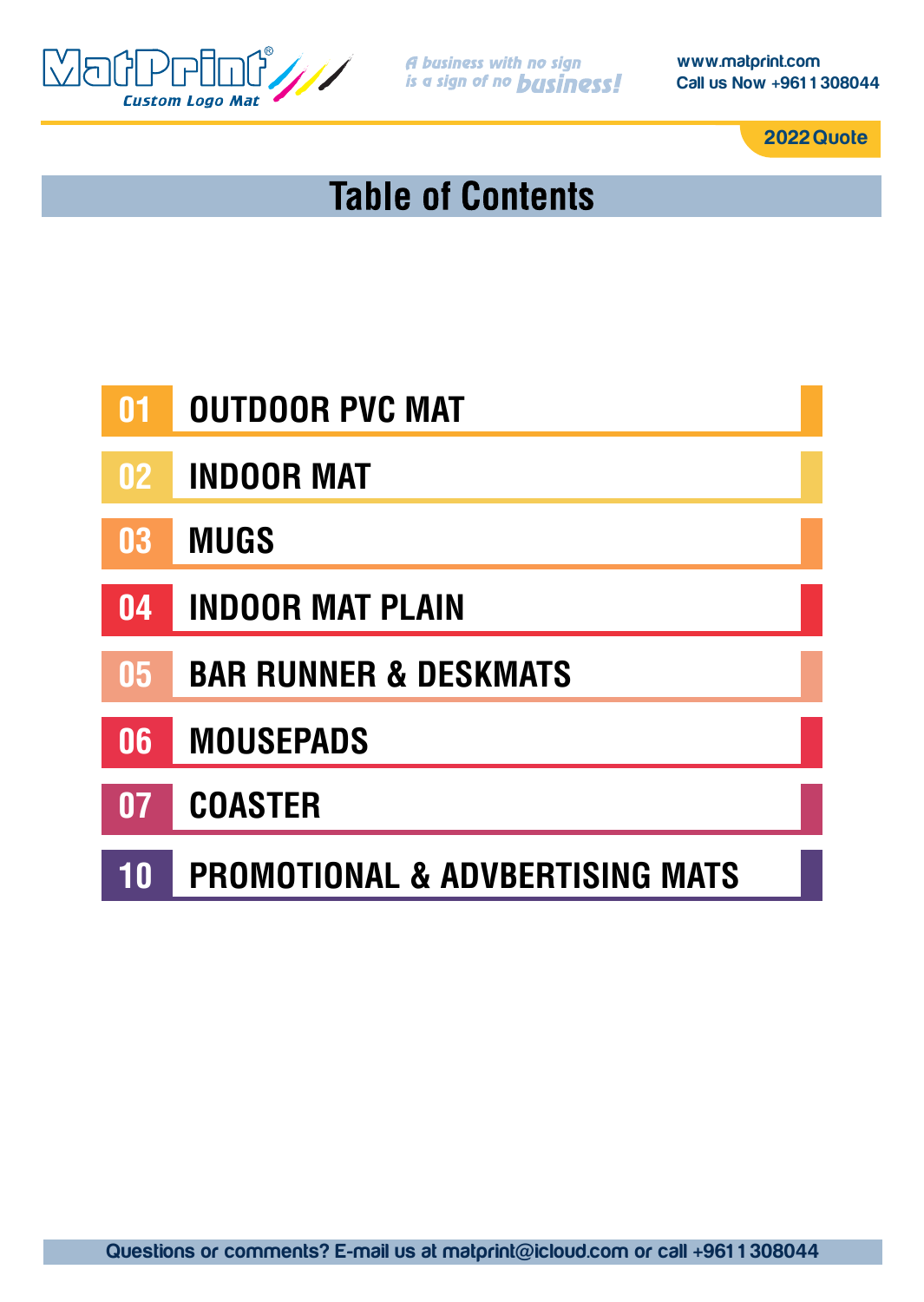MatPrint® Custom Logo Mat

*A business with no sign is a sign of no business!*

www.matprint.com
Call us Now +9611 308044

2022 Quote

# Table of Contents

| | |
|---|---|
| 01 | OUTDOOR PVC MAT |
| 02 | INDOOR MAT |
| 03 | MUGS |
| 04 | INDOOR MAT PLAIN |
| 05 | BAR RUNNER & DESKMATS |
| 06 | MOUSEPADS |
| 07 | COASTER |
| 10 | PROMOTIONAL & ADVBERTISING MATS |

Questions or comments? E-mail us at matprint@icloud.com or call +9611 308044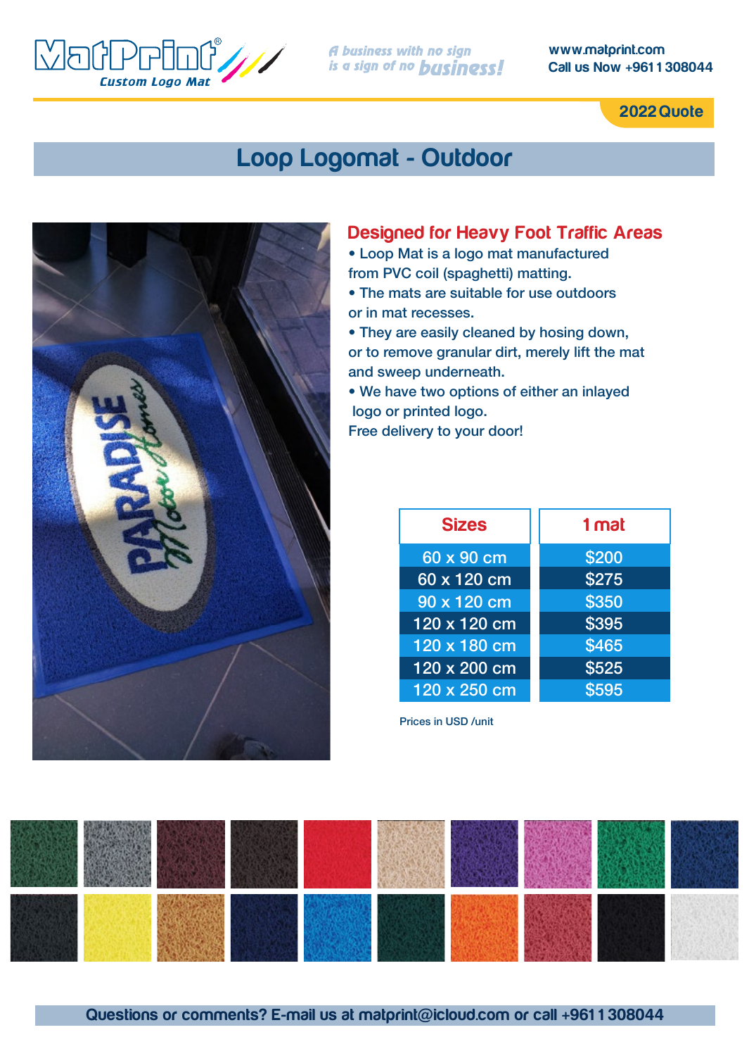MatPrint® Custom Logo Mat

*A business with no sign is a sign of no business!*

www.matprint.com
Call us Now +961 1 308044

2022 Quote

# Loop Logomat - Outdoor

## Designed for Heavy Foot Traffic Areas

- Loop Mat is a logo mat manufactured from PVC coil (spaghetti) matting.
- The mats are suitable for use outdoors or in mat recesses.
- They are easily cleaned by hosing down, or to remove granular dirt, merely lift the mat and sweep underneath.
- We have two options of either an inlayed logo or printed logo.

Free delivery to your door!

| Sizes | 1 mat |
|---|---|
| 60 x 90 cm | $200 |
| 60 x 120 cm | $275 |
| 90 x 120 cm | $350 |
| 120 x 120 cm | $395 |
| 120 x 180 cm | $465 |
| 120 x 200 cm | $525 |
| 120 x 250 cm | $595 |

Prices in USD /unit

Questions or comments? E-mail us at matprint@icloud.com or call +961 1 308044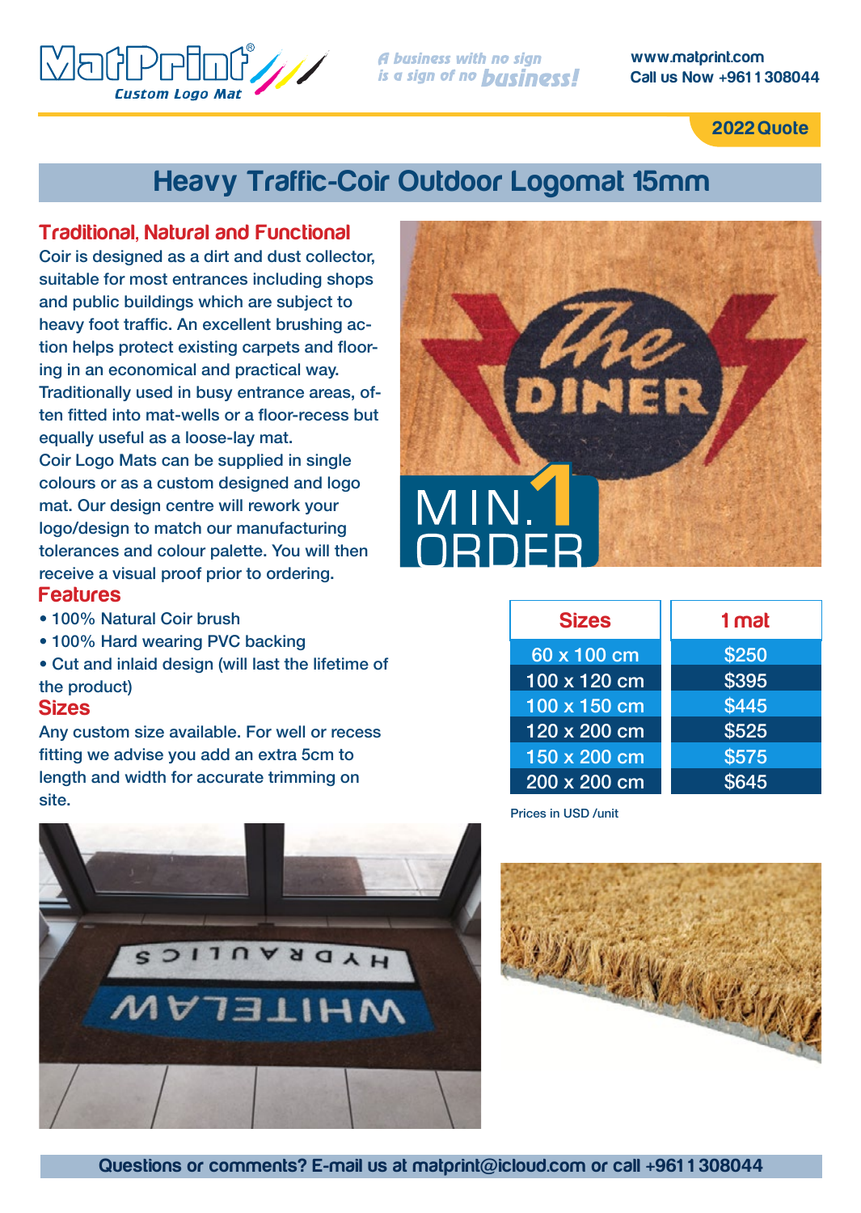MatPrint® Custom Logo Mat

*A business with no sign is a sign of no business!*

www.matprint.com
Call us Now +961 1 308044

2022 Quote

# Heavy Traffic-Coir Outdoor Logomat 15mm

## Traditional, Natural and Functional

Coir is designed as a dirt and dust collector, suitable for most entrances including shops and public buildings which are subject to heavy foot traffic. An excellent brushing action helps protect existing carpets and flooring in an economical and practical way. Traditionally used in busy entrance areas, often fitted into mat-wells or a floor-recess but equally useful as a loose-lay mat.

Coir Logo Mats can be supplied in single colours or as a custom designed and logo mat. Our design centre will rework your logo/design to match our manufacturing tolerances and colour palette. You will then receive a visual proof prior to ordering.

MIN. 1 ORDER

## Features

- 100% Natural Coir brush
- 100% Hard wearing PVC backing
- Cut and inlaid design (will last the lifetime of the product)

## Sizes

Any custom size available. For well or recess fitting we advise you add an extra 5cm to length and width for accurate trimming on site.

| Sizes | 1 mat |
|---|---|
| 60 x 100 cm | $250 |
| 100 x 120 cm | $395 |
| 100 x 150 cm | $445 |
| 120 x 200 cm | $525 |
| 150 x 200 cm | $575 |
| 200 x 200 cm | $645 |

Prices in USD /unit

Questions or comments? E-mail us at matprint@icloud.com or call +961 1 308044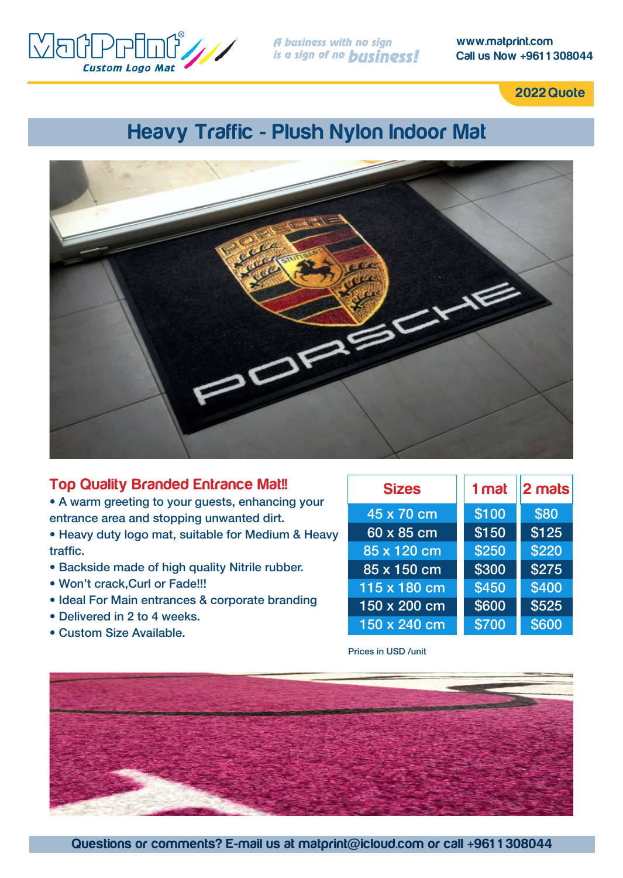MatPrint® Custom Logo Mat

*A business with no sign is a sign of no business!*

www.matprint.com
Call us Now +961 1 308044

**2022 Quote**

# Heavy Traffic - Plush Nylon Indoor Mat

## Top Quality Branded Entrance Mat!!

- A warm greeting to your guests, enhancing your entrance area and stopping unwanted dirt.
- Heavy duty logo mat, suitable for Medium & Heavy traffic.
- Backside made of high quality Nitrile rubber.
- Won't crack,Curl or Fade!!!
- Ideal For Main entrances & corporate branding
- Delivered in 2 to 4 weeks.
- Custom Size Available.

| Sizes | 1 mat | 2 mats |
|---|---|---|
| 45 x 70 cm | $100 | $80 |
| 60 x 85 cm | $150 | $125 |
| 85 x 120 cm | $250 | $220 |
| 85 x 150 cm | $300 | $275 |
| 115 x 180 cm | $450 | $400 |
| 150 x 200 cm | $600 | $525 |
| 150 x 240 cm | $700 | $600 |

Prices in USD /unit

Questions or comments? E-mail us at matprint@icloud.com or call +961 1 308044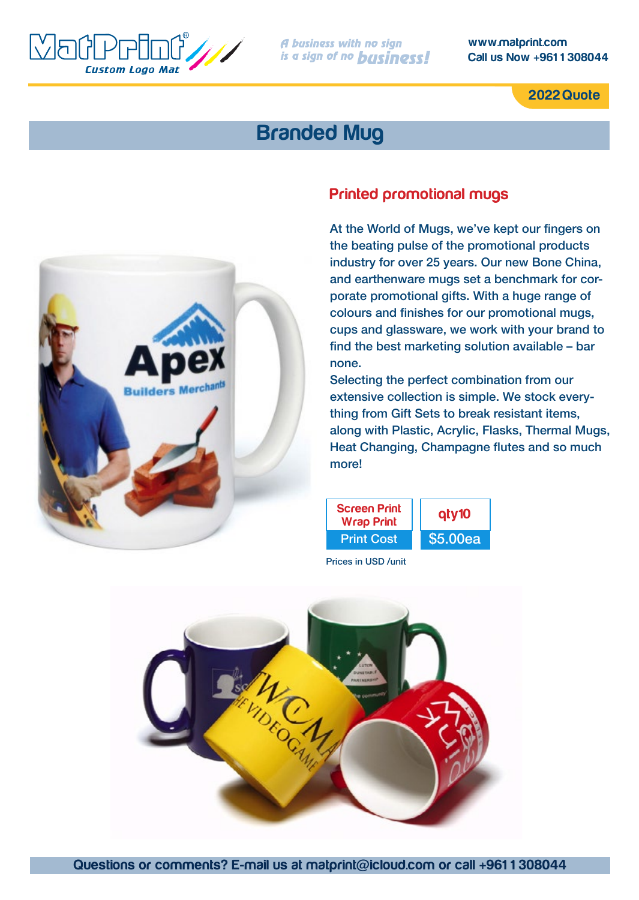# Branded Mug

## Printed promotional mugs

At the World of Mugs, we've kept our fingers on the beating pulse of the promotional products industry for over 25 years. Our new Bone China, and earthenware mugs set a benchmark for corporate promotional gifts. With a huge range of colours and finishes for our promotional mugs, cups and glassware, we work with your brand to find the best marketing solution available – bar none.

Selecting the perfect combination from our extensive collection is simple. We stock everything from Gift Sets to break resistant items, along with Plastic, Acrylic, Flasks, Thermal Mugs, Heat Changing, Champagne flutes and so much more!

| Screen Print Wrap Print | qty10 |
|---|---|
| Print Cost | $5.00ea |

Prices in USD /unit

Questions or comments? E-mail us at matprint@icloud.com or call +961 1 308044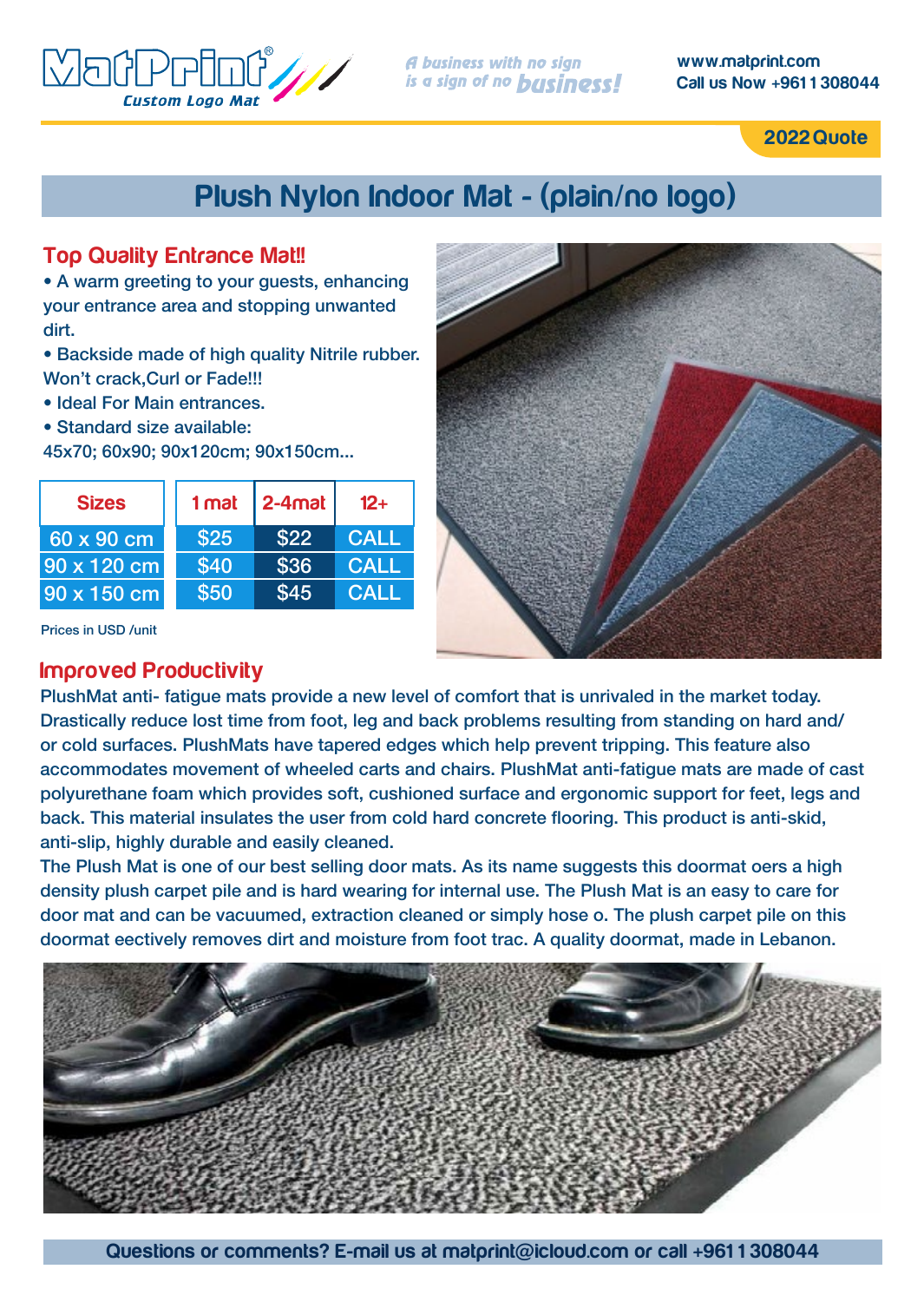MatPrint® Custom Logo Mat

*A business with no sign is a sign of no business!*

www.matprint.com
Call us Now +961 1 308044

**2022 Quote**

# Plush Nylon Indoor Mat - (plain/no logo)

## Top Quality Entrance Mat!!

- A warm greeting to your guests, enhancing your entrance area and stopping unwanted dirt.
- Backside made of high quality Nitrile rubber. Won't crack,Curl or Fade!!!
- Ideal For Main entrances.
- Standard size available: 45x70; 60x90; 90x120cm; 90x150cm...

| Sizes | 1 mat | 2-4mat | 12+ |
|---|---|---|---|
| 60 x 90 cm | $25 | $22 | CALL |
| 90 x 120 cm | $40 | $36 | CALL |
| 90 x 150 cm | $50 | $45 | CALL |

Prices in USD /unit

## Improved Productivity

PlushMat anti- fatigue mats provide a new level of comfort that is unrivaled in the market today. Drastically reduce lost time from foot, leg and back problems resulting from standing on hard and/ or cold surfaces. PlushMats have tapered edges which help prevent tripping. This feature also accommodates movement of wheeled carts and chairs. PlushMat anti-fatigue mats are made of cast polyurethane foam which provides soft, cushioned surface and ergonomic support for feet, legs and back. This material insulates the user from cold hard concrete flooring. This product is anti-skid, anti-slip, highly durable and easily cleaned.

The Plush Mat is one of our best selling door mats. As its name suggests this doormat oers a high density plush carpet pile and is hard wearing for internal use. The Plush Mat is an easy to care for door mat and can be vacuumed, extraction cleaned or simply hose o. The plush carpet pile on this doormat eectively removes dirt and moisture from foot trac. A quality doormat, made in Lebanon.

Questions or comments? E-mail us at matprint@icloud.com or call +961 1 308044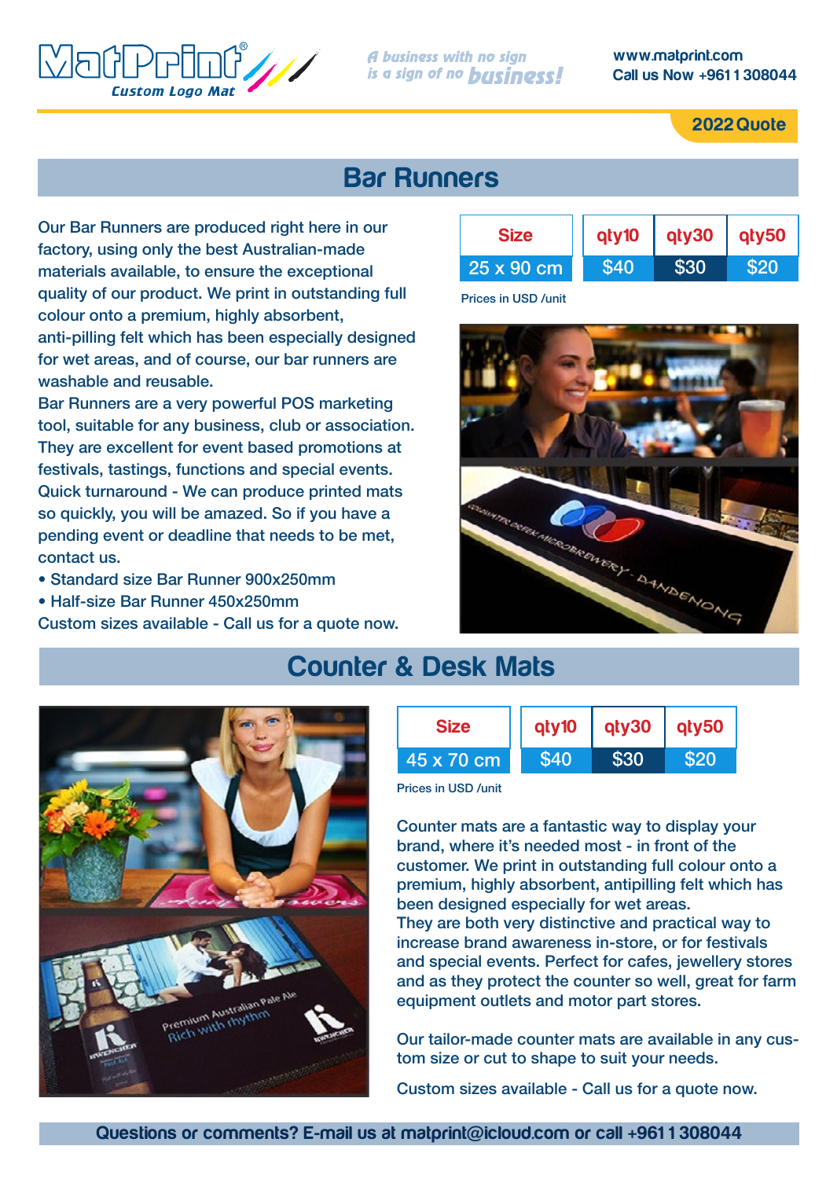MatPrint® Custom Logo Mat

*A business with no sign is a sign of no business!*

www.matprint.com
Call us Now +961 1 308044

**2022 Quote**

## Bar Runners

Our Bar Runners are produced right here in our factory, using only the best Australian-made materials available, to ensure the exceptional quality of our product. We print in outstanding full colour onto a premium, highly absorbent, anti-pilling felt which has been especially designed for wet areas, and of course, our bar runners are washable and reusable.

Bar Runners are a very powerful POS marketing tool, suitable for any business, club or association. They are excellent for event based promotions at festivals, tastings, functions and special events.

Quick turnaround - We can produce printed mats so quickly, you will be amazed. So if you have a pending event or deadline that needs to be met, contact us.

- Standard size Bar Runner 900x250mm
- Half-size Bar Runner 450x250mm

Custom sizes available - Call us for a quote now.

| Size | qty10 | qty30 | qty50 |
|---|---|---|---|
| 25 x 90 cm | $40 | $30 | $20 |

Prices in USD /unit

## Counter & Desk Mats

| Size | qty10 | qty30 | qty50 |
|---|---|---|---|
| 45 x 70 cm | $40 | $30 | $20 |

Prices in USD /unit

Counter mats are a fantastic way to display your brand, where it's needed most - in front of the customer. We print in outstanding full colour onto a premium, highly absorbent, antipilling felt which has been designed especially for wet areas.

They are both very distinctive and practical way to increase brand awareness in-store, or for festivals and special events. Perfect for cafes, jewellery stores and as they protect the counter so well, great for farm equipment outlets and motor part stores.

Our tailor-made counter mats are available in any custom size or cut to shape to suit your needs.

Custom sizes available - Call us for a quote now.

**Questions or comments? E-mail us at matprint@icloud.com or call +961 1 308044**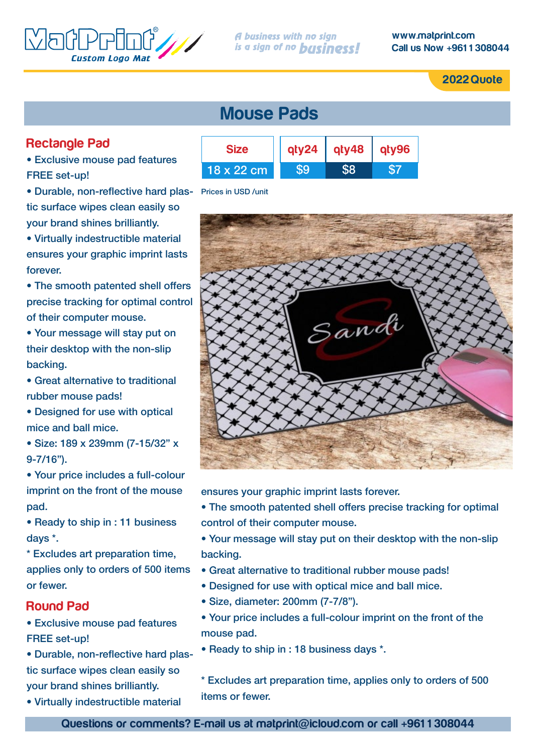# Mouse Pads

## Rectangle Pad

| Size | qty24 | qty48 | qty96 |
|---|---|---|---|
| 18 x 22 cm | $9 | $8 | $7 |

Prices in USD /unit

- Exclusive mouse pad features FREE set-up!
- Durable, non-reflective hard plastic surface wipes clean easily so your brand shines brilliantly.
- Virtually indestructible material ensures your graphic imprint lasts forever.
- The smooth patented shell offers precise tracking for optimal control of their computer mouse.
- Your message will stay put on their desktop with the non-slip backing.
- Great alternative to traditional rubber mouse pads!
- Designed for use with optical mice and ball mice.
- Size: 189 x 239mm (7-15/32" x 9-7/16").
- Your price includes a full-colour imprint on the front of the mouse pad.
- Ready to ship in : 11 business days *.

* Excludes art preparation time, applies only to orders of 500 items or fewer.

## Round Pad

- Exclusive mouse pad features FREE set-up!
- Durable, non-reflective hard plastic surface wipes clean easily so your brand shines brilliantly.
- Virtually indestructible material ensures your graphic imprint lasts forever.
- The smooth patented shell offers precise tracking for optimal control of their computer mouse.
- Your message will stay put on their desktop with the non-slip backing.
- Great alternative to traditional rubber mouse pads!
- Designed for use with optical mice and ball mice.
- Size, diameter: 200mm (7-7/8").
- Your price includes a full-colour imprint on the front of the mouse pad.
- Ready to ship in : 18 business days *.

* Excludes art preparation time, applies only to orders of 500 items or fewer.

Questions or comments? E-mail us at matprint@icloud.com or call +961 1 308044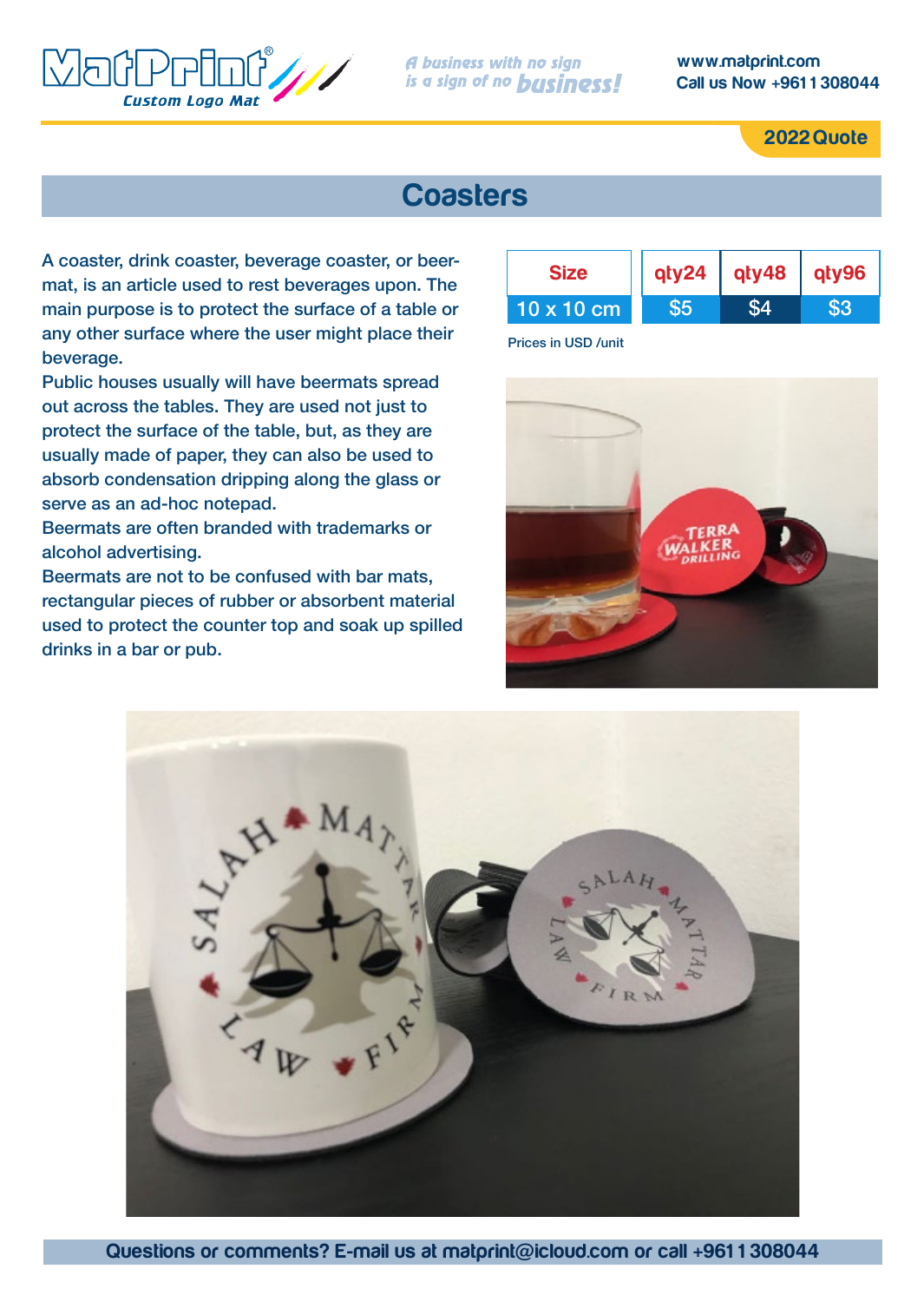# Coasters

A coaster, drink coaster, beverage coaster, or beer-mat, is an article used to rest beverages upon. The main purpose is to protect the surface of a table or any other surface where the user might place their beverage.

Public houses usually will have beermats spread out across the tables. They are used not just to protect the surface of the table, but, as they are usually made of paper, they can also be used to absorb condensation dripping along the glass or serve as an ad-hoc notepad.

Beermats are often branded with trademarks or alcohol advertising.

Beermats are not to be confused with bar mats, rectangular pieces of rubber or absorbent material used to protect the counter top and soak up spilled drinks in a bar or pub.

| Size | qty24 | qty48 | qty96 |
|---|---|---|---|
| 10 x 10 cm | $5 | $4 | $3 |

Prices in USD /unit

Questions or comments? E-mail us at matprint@icloud.com or call +961 1 308044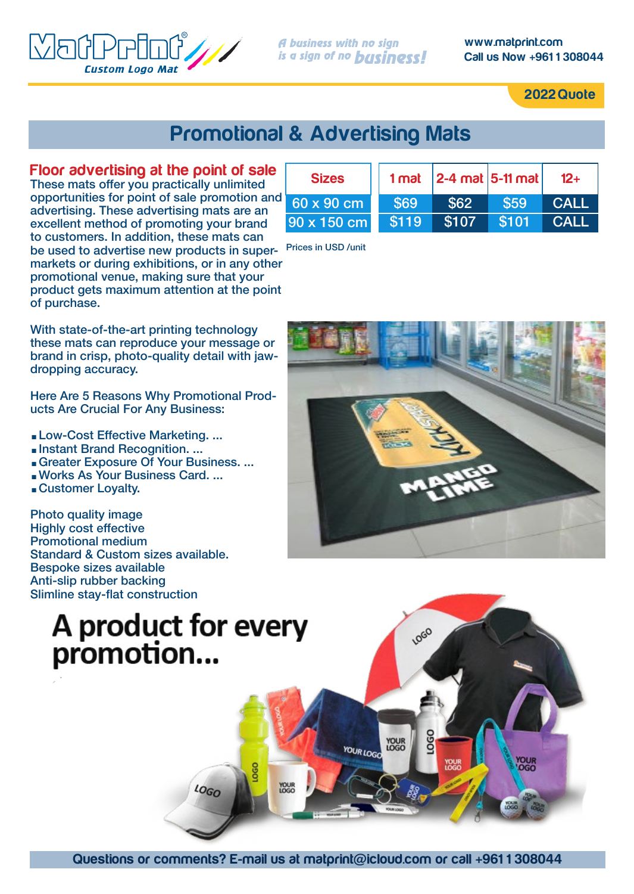MatPrint® Custom Logo Mat

*A business with no sign is a sign of no business!*

www.matprint.com
Call us Now +961 1 308044

**2022 Quote**

# Promotional & Advertising Mats

## Floor advertising at the point of sale

These mats offer you practically unlimited opportunities for point of sale promotion and advertising. These advertising mats are an excellent method of promoting your brand to customers. In addition, these mats can be used to advertise new products in super-markets or during exhibitions, or in any other promotional venue, making sure that your product gets maximum attention at the point of purchase.

| Sizes | 1 mat | 2-4 mat | 5-11 mat | 12+ |
|---|---|---|---|---|
| 60 x 90 cm | $69 | $62 | $59 | CALL |
| 90 x 150 cm | $119 | $107 | $101 | CALL |

Prices in USD /unit

With state-of-the-art printing technology these mats can reproduce your message or brand in crisp, photo-quality detail with jaw-dropping accuracy.

Here Are 5 Reasons Why Promotional Products Are Crucial For Any Business:

- Low-Cost Effective Marketing. ...
- Instant Brand Recognition. ...
- Greater Exposure Of Your Business. ...
- Works As Your Business Card. ...
- Customer Loyalty.

Photo quality image
Highly cost effective
Promotional medium
Standard & Custom sizes available.
Bespoke sizes available
Anti-slip rubber backing
Slimline stay-flat construction

# A product for every promotion...

Questions or comments? E-mail us at matprint@icloud.com or call +961 1 308044